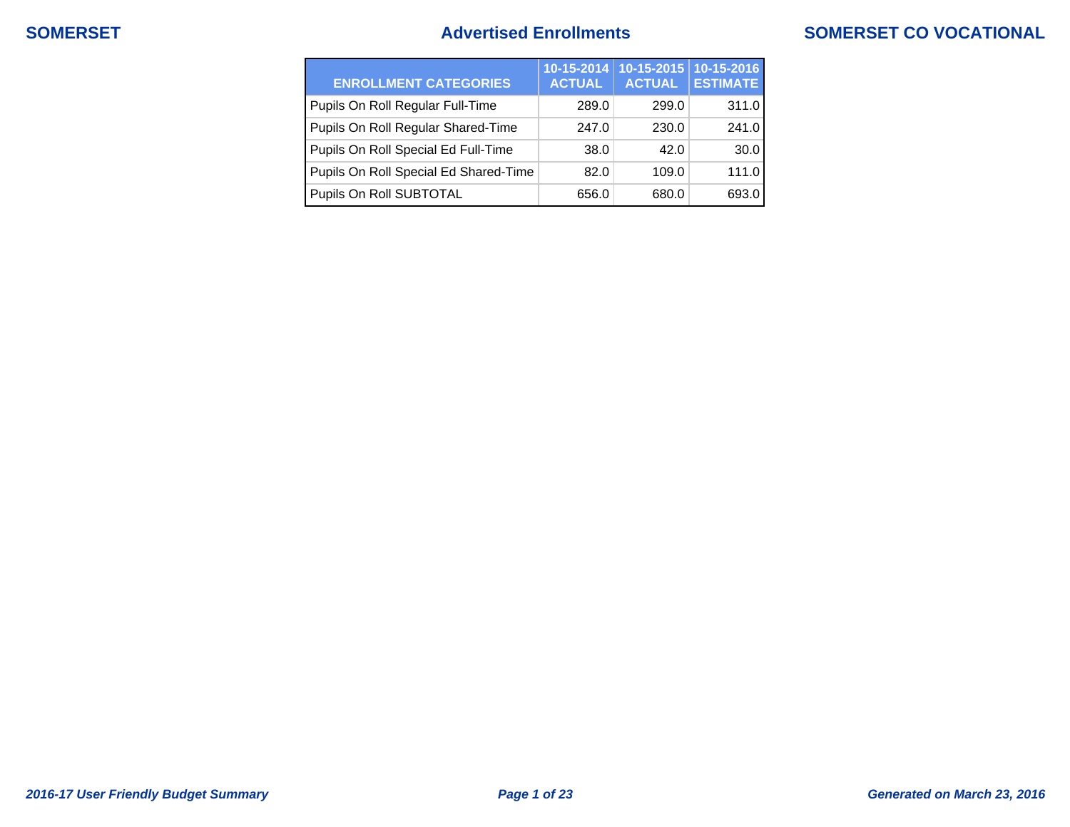**SOMERSET**

# Advertised Enrollments

**SOMERSET CO VOCATIONAL**

| ENROLLMENT CATEGORIES | 10-15-2014 ACTUAL | 10-15-2015 ACTUAL | 10-15-2016 ESTIMATE |
|---|---|---|---|
| Pupils On Roll Regular Full-Time | 289.0 | 299.0 | 311.0 |
| Pupils On Roll Regular Shared-Time | 247.0 | 230.0 | 241.0 |
| Pupils On Roll Special Ed Full-Time | 38.0 | 42.0 | 30.0 |
| Pupils On Roll Special Ed Shared-Time | 82.0 | 109.0 | 111.0 |
| Pupils On Roll SUBTOTAL | 656.0 | 680.0 | 693.0 |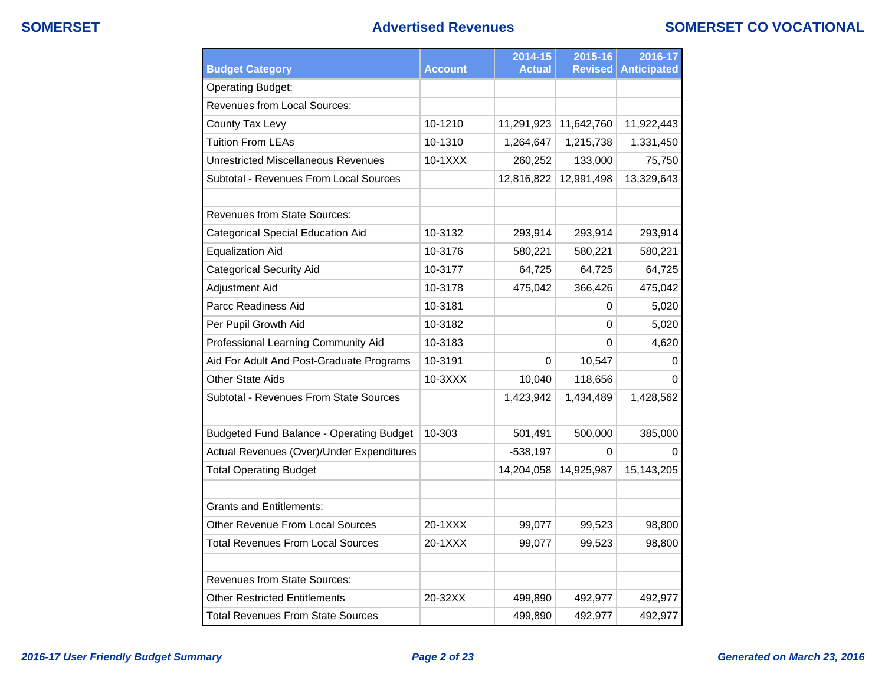# Advertised Revenues

| Budget Category | Account | 2014-15 Actual | 2015-16 Revised | 2016-17 Anticipated |
|---|---|---|---|---|
| Operating Budget: | | | | |
| Revenues from Local Sources: | | | | |
| County Tax Levy | 10-1210 | 11,291,923 | 11,642,760 | 11,922,443 |
| Tuition From LEAs | 10-1310 | 1,264,647 | 1,215,738 | 1,331,450 |
| Unrestricted Miscellaneous Revenues | 10-1XXX | 260,252 | 133,000 | 75,750 |
| Subtotal - Revenues From Local Sources | | 12,816,822 | 12,991,498 | 13,329,643 |
| | | | | |
| Revenues from State Sources: | | | | |
| Categorical Special Education Aid | 10-3132 | 293,914 | 293,914 | 293,914 |
| Equalization Aid | 10-3176 | 580,221 | 580,221 | 580,221 |
| Categorical Security Aid | 10-3177 | 64,725 | 64,725 | 64,725 |
| Adjustment Aid | 10-3178 | 475,042 | 366,426 | 475,042 |
| Parcc Readiness Aid | 10-3181 | | 0 | 5,020 |
| Per Pupil Growth Aid | 10-3182 | | 0 | 5,020 |
| Professional Learning Community Aid | 10-3183 | | 0 | 4,620 |
| Aid For Adult And Post-Graduate Programs | 10-3191 | 0 | 10,547 | 0 |
| Other State Aids | 10-3XXX | 10,040 | 118,656 | 0 |
| Subtotal - Revenues From State Sources | | 1,423,942 | 1,434,489 | 1,428,562 |
| | | | | |
| Budgeted Fund Balance - Operating Budget | 10-303 | 501,491 | 500,000 | 385,000 |
| Actual Revenues (Over)/Under Expenditures | | -538,197 | 0 | 0 |
| Total Operating Budget | | 14,204,058 | 14,925,987 | 15,143,205 |
| | | | | |
| Grants and Entitlements: | | | | |
| Other Revenue From Local Sources | 20-1XXX | 99,077 | 99,523 | 98,800 |
| Total Revenues From Local Sources | 20-1XXX | 99,077 | 99,523 | 98,800 |
| | | | | |
| Revenues from State Sources: | | | | |
| Other Restricted Entitlements | 20-32XX | 499,890 | 492,977 | 492,977 |
| Total Revenues From State Sources | | 499,890 | 492,977 | 492,977 |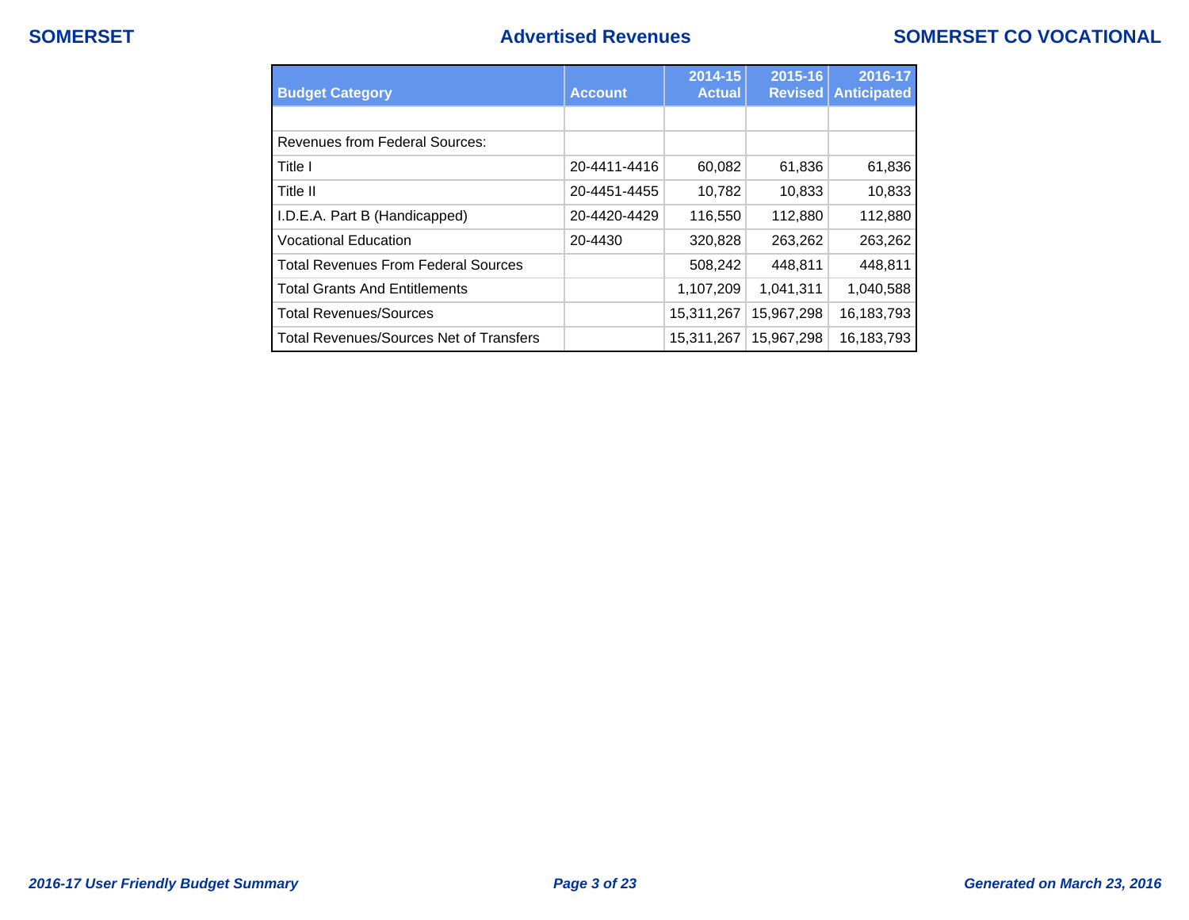# Advertised Revenues

| Budget Category | Account | 2014-15 Actual | 2015-16 Revised | 2016-17 Anticipated |
|---|---|---|---|---|
| | | | | |
| Revenues from Federal Sources: | | | | |
| Title I | 20-4411-4416 | 60,082 | 61,836 | 61,836 |
| Title II | 20-4451-4455 | 10,782 | 10,833 | 10,833 |
| I.D.E.A. Part B (Handicapped) | 20-4420-4429 | 116,550 | 112,880 | 112,880 |
| Vocational Education | 20-4430 | 320,828 | 263,262 | 263,262 |
| Total Revenues From Federal Sources | | 508,242 | 448,811 | 448,811 |
| Total Grants And Entitlements | | 1,107,209 | 1,041,311 | 1,040,588 |
| Total Revenues/Sources | | 15,311,267 | 15,967,298 | 16,183,793 |
| Total Revenues/Sources Net of Transfers | | 15,311,267 | 15,967,298 | 16,183,793 |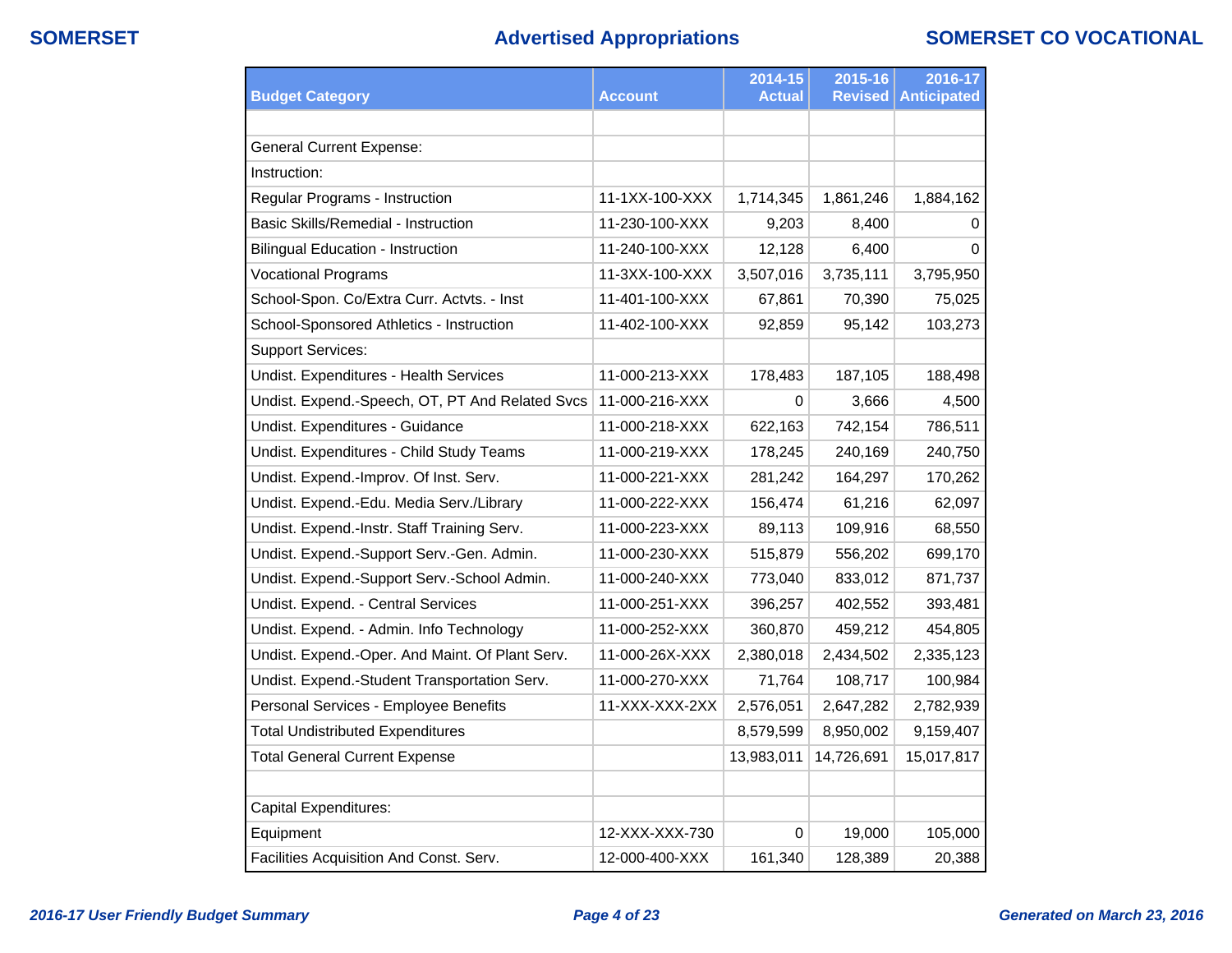## Advertised Appropriations

| Budget Category | Account | 2014-15 Actual | 2015-16 Revised | 2016-17 Anticipated |
|---|---|---|---|---|
| | | | | |
| General Current Expense: | | | | |
| Instruction: | | | | |
| Regular Programs - Instruction | 11-1XX-100-XXX | 1,714,345 | 1,861,246 | 1,884,162 |
| Basic Skills/Remedial - Instruction | 11-230-100-XXX | 9,203 | 8,400 | 0 |
| Bilingual Education - Instruction | 11-240-100-XXX | 12,128 | 6,400 | 0 |
| Vocational Programs | 11-3XX-100-XXX | 3,507,016 | 3,735,111 | 3,795,950 |
| School-Spon. Co/Extra Curr. Actvts. - Inst | 11-401-100-XXX | 67,861 | 70,390 | 75,025 |
| School-Sponsored Athletics - Instruction | 11-402-100-XXX | 92,859 | 95,142 | 103,273 |
| Support Services: | | | | |
| Undist. Expenditures - Health Services | 11-000-213-XXX | 178,483 | 187,105 | 188,498 |
| Undist. Expend.-Speech, OT, PT And Related Svcs | 11-000-216-XXX | 0 | 3,666 | 4,500 |
| Undist. Expenditures - Guidance | 11-000-218-XXX | 622,163 | 742,154 | 786,511 |
| Undist. Expenditures - Child Study Teams | 11-000-219-XXX | 178,245 | 240,169 | 240,750 |
| Undist. Expend.-Improv. Of Inst. Serv. | 11-000-221-XXX | 281,242 | 164,297 | 170,262 |
| Undist. Expend.-Edu. Media Serv./Library | 11-000-222-XXX | 156,474 | 61,216 | 62,097 |
| Undist. Expend.-Instr. Staff Training Serv. | 11-000-223-XXX | 89,113 | 109,916 | 68,550 |
| Undist. Expend.-Support Serv.-Gen. Admin. | 11-000-230-XXX | 515,879 | 556,202 | 699,170 |
| Undist. Expend.-Support Serv.-School Admin. | 11-000-240-XXX | 773,040 | 833,012 | 871,737 |
| Undist. Expend. - Central Services | 11-000-251-XXX | 396,257 | 402,552 | 393,481 |
| Undist. Expend. - Admin. Info Technology | 11-000-252-XXX | 360,870 | 459,212 | 454,805 |
| Undist. Expend.-Oper. And Maint. Of Plant Serv. | 11-000-26X-XXX | 2,380,018 | 2,434,502 | 2,335,123 |
| Undist. Expend.-Student Transportation Serv. | 11-000-270-XXX | 71,764 | 108,717 | 100,984 |
| Personal Services - Employee Benefits | 11-XXX-XXX-2XX | 2,576,051 | 2,647,282 | 2,782,939 |
| Total Undistributed Expenditures | | 8,579,599 | 8,950,002 | 9,159,407 |
| Total General Current Expense | | 13,983,011 | 14,726,691 | 15,017,817 |
| | | | | |
| Capital Expenditures: | | | | |
| Equipment | 12-XXX-XXX-730 | 0 | 19,000 | 105,000 |
| Facilities Acquisition And Const. Serv. | 12-000-400-XXX | 161,340 | 128,389 | 20,388 |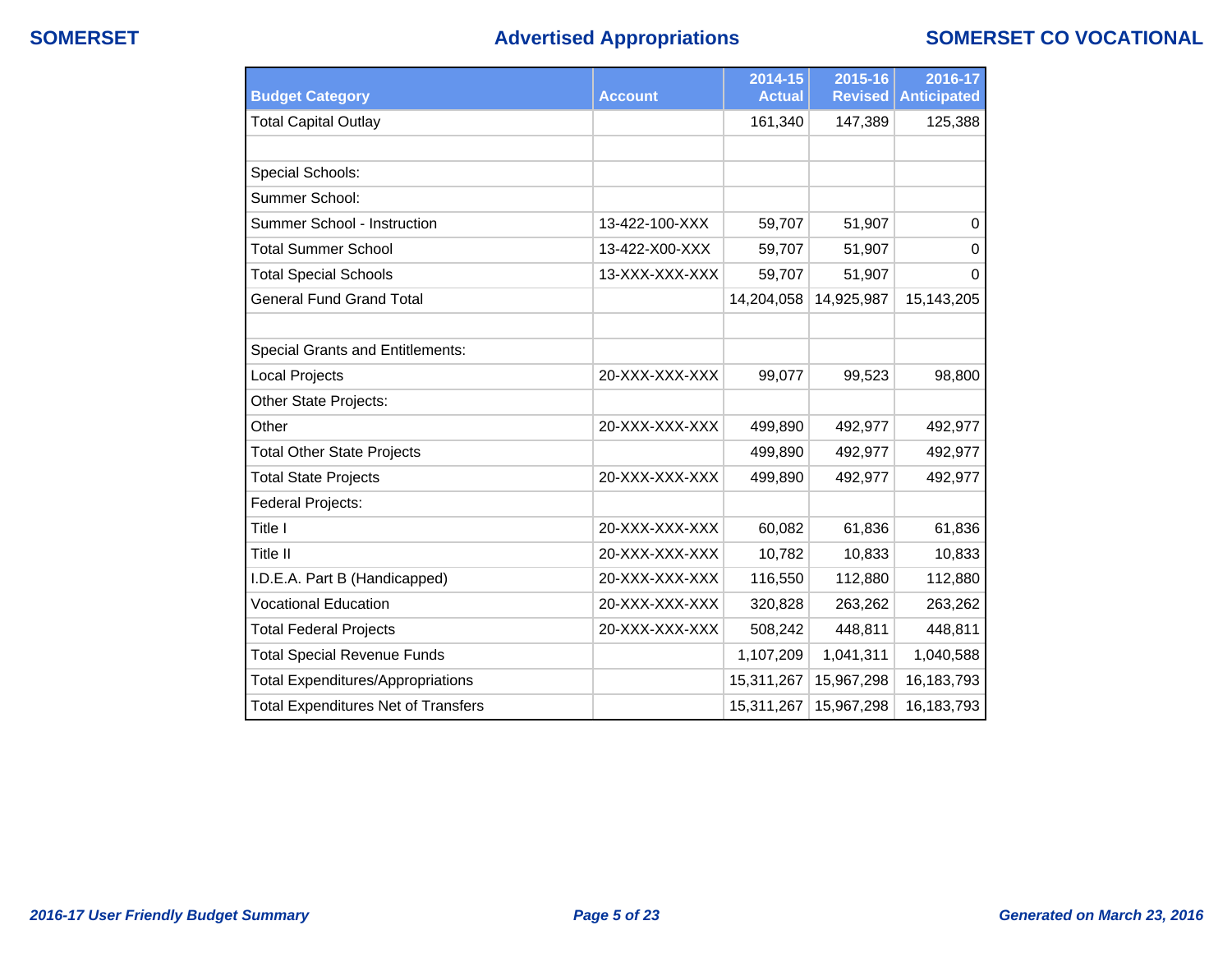## Advertised Appropriations

| Budget Category | Account | 2014-15 Actual | 2015-16 Revised | 2016-17 Anticipated |
|---|---|---|---|---|
| Total Capital Outlay | | 161,340 | 147,389 | 125,388 |
| | | | | |
| Special Schools: | | | | |
| Summer School: | | | | |
| Summer School - Instruction | 13-422-100-XXX | 59,707 | 51,907 | 0 |
| Total Summer School | 13-422-X00-XXX | 59,707 | 51,907 | 0 |
| Total Special Schools | 13-XXX-XXX-XXX | 59,707 | 51,907 | 0 |
| General Fund Grand Total | | 14,204,058 | 14,925,987 | 15,143,205 |
| | | | | |
| Special Grants and Entitlements: | | | | |
| Local Projects | 20-XXX-XXX-XXX | 99,077 | 99,523 | 98,800 |
| Other State Projects: | | | | |
| Other | 20-XXX-XXX-XXX | 499,890 | 492,977 | 492,977 |
| Total Other State Projects | | 499,890 | 492,977 | 492,977 |
| Total State Projects | 20-XXX-XXX-XXX | 499,890 | 492,977 | 492,977 |
| Federal Projects: | | | | |
| Title I | 20-XXX-XXX-XXX | 60,082 | 61,836 | 61,836 |
| Title II | 20-XXX-XXX-XXX | 10,782 | 10,833 | 10,833 |
| I.D.E.A. Part B (Handicapped) | 20-XXX-XXX-XXX | 116,550 | 112,880 | 112,880 |
| Vocational Education | 20-XXX-XXX-XXX | 320,828 | 263,262 | 263,262 |
| Total Federal Projects | 20-XXX-XXX-XXX | 508,242 | 448,811 | 448,811 |
| Total Special Revenue Funds | | 1,107,209 | 1,041,311 | 1,040,588 |
| Total Expenditures/Appropriations | | 15,311,267 | 15,967,298 | 16,183,793 |
| Total Expenditures Net of Transfers | | 15,311,267 | 15,967,298 | 16,183,793 |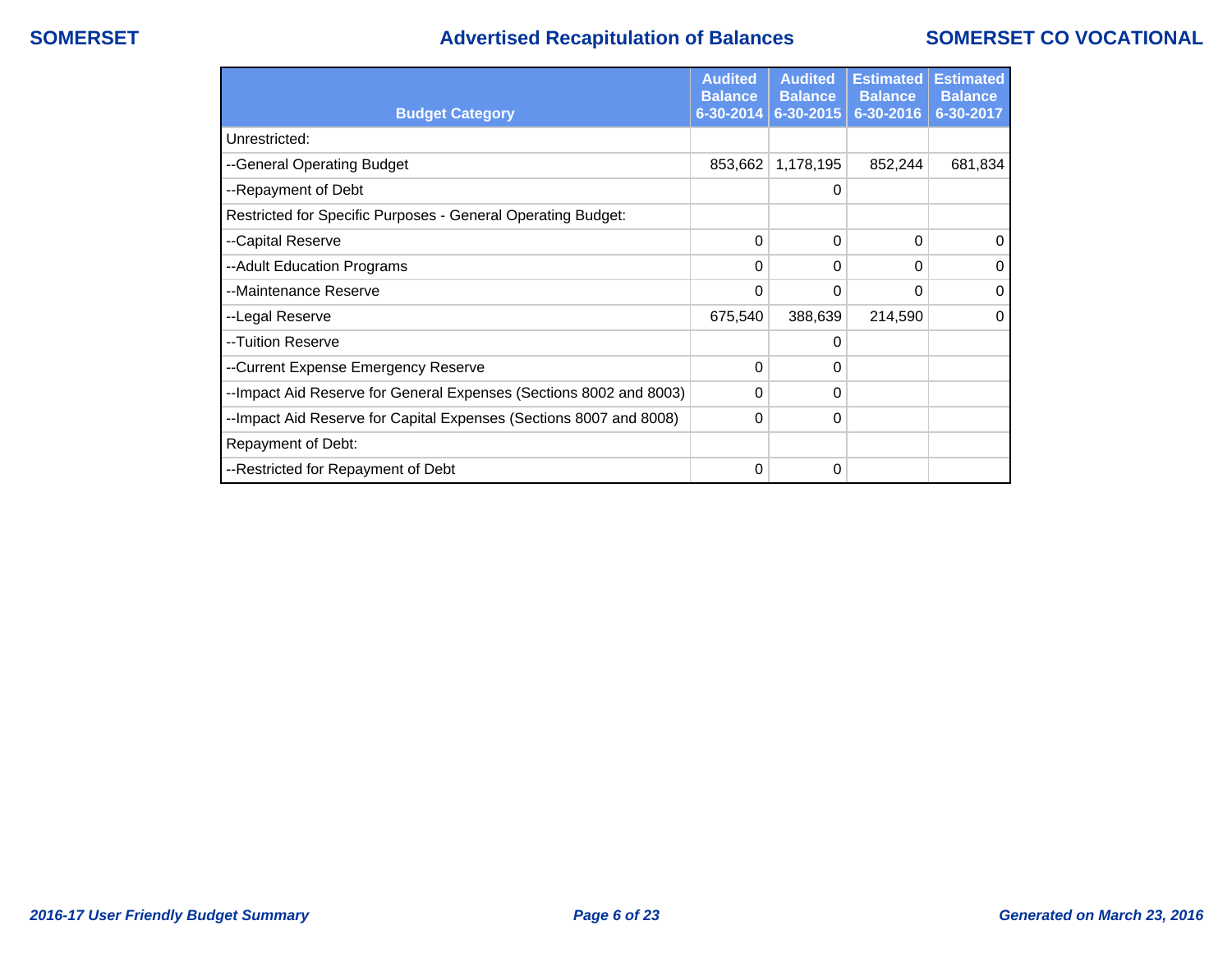SOMERSET

# Advertised Recapitulation of Balances

SOMERSET CO VOCATIONAL

| Budget Category | Audited Balance 6-30-2014 | Audited Balance 6-30-2015 | Estimated Balance 6-30-2016 | Estimated Balance 6-30-2017 |
|---|---|---|---|---|
| Unrestricted: | | | | |
| --General Operating Budget | 853,662 | 1,178,195 | 852,244 | 681,834 |
| --Repayment of Debt | | 0 | | |
| Restricted for Specific Purposes - General Operating Budget: | | | | |
| --Capital Reserve | 0 | 0 | 0 | 0 |
| --Adult Education Programs | 0 | 0 | 0 | 0 |
| --Maintenance Reserve | 0 | 0 | 0 | 0 |
| --Legal Reserve | 675,540 | 388,639 | 214,590 | 0 |
| --Tuition Reserve | | 0 | | |
| --Current Expense Emergency Reserve | 0 | 0 | | |
| --Impact Aid Reserve for General Expenses (Sections 8002 and 8003) | 0 | 0 | | |
| --Impact Aid Reserve for Capital Expenses (Sections 8007 and 8008) | 0 | 0 | | |
| Repayment of Debt: | | | | |
| --Restricted for Repayment of Debt | 0 | 0 | | |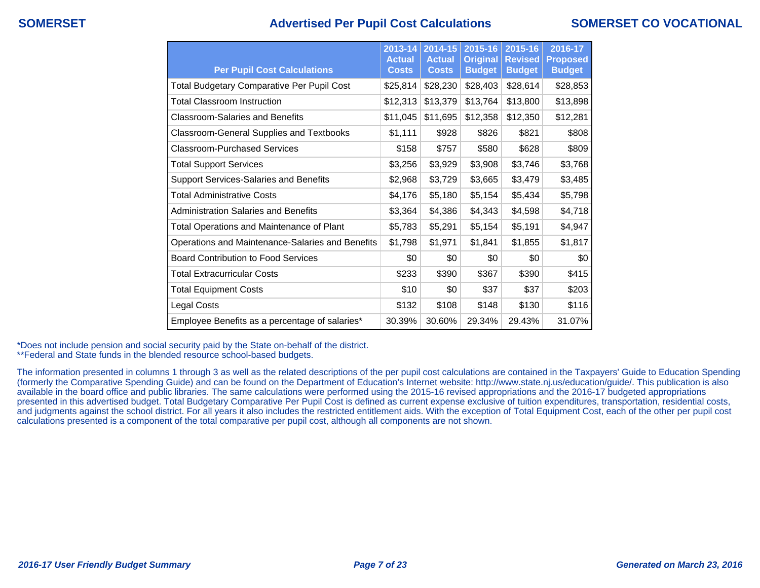# Advertised Per Pupil Cost Calculations

SOMERSET — SOMERSET CO VOCATIONAL

| Per Pupil Cost Calculations | 2013-14 Actual Costs | 2014-15 Actual Costs | 2015-16 Original Budget | 2015-16 Revised Budget | 2016-17 Proposed Budget |
|---|---|---|---|---|---|
| Total Budgetary Comparative Per Pupil Cost | $25,814 | $28,230 | $28,403 | $28,614 | $28,853 |
| Total Classroom Instruction | $12,313 | $13,379 | $13,764 | $13,800 | $13,898 |
| Classroom-Salaries and Benefits | $11,045 | $11,695 | $12,358 | $12,350 | $12,281 |
| Classroom-General Supplies and Textbooks | $1,111 | $928 | $826 | $821 | $808 |
| Classroom-Purchased Services | $158 | $757 | $580 | $628 | $809 |
| Total Support Services | $3,256 | $3,929 | $3,908 | $3,746 | $3,768 |
| Support Services-Salaries and Benefits | $2,968 | $3,729 | $3,665 | $3,479 | $3,485 |
| Total Administrative Costs | $4,176 | $5,180 | $5,154 | $5,434 | $5,798 |
| Administration Salaries and Benefits | $3,364 | $4,386 | $4,343 | $4,598 | $4,718 |
| Total Operations and Maintenance of Plant | $5,783 | $5,291 | $5,154 | $5,191 | $4,947 |
| Operations and Maintenance-Salaries and Benefits | $1,798 | $1,971 | $1,841 | $1,855 | $1,817 |
| Board Contribution to Food Services | $0 | $0 | $0 | $0 | $0 |
| Total Extracurricular Costs | $233 | $390 | $367 | $390 | $415 |
| Total Equipment Costs | $10 | $0 | $37 | $37 | $203 |
| Legal Costs | $132 | $108 | $148 | $130 | $116 |
| Employee Benefits as a percentage of salaries* | 30.39% | 30.60% | 29.34% | 29.43% | 31.07% |

*Does not include pension and social security paid by the State on-behalf of the district.
**Federal and State funds in the blended resource school-based budgets.

The information presented in columns 1 through 3 as well as the related descriptions of the per pupil cost calculations are contained in the Taxpayers' Guide to Education Spending (formerly the Comparative Spending Guide) and can be found on the Department of Education's Internet website: http://www.state.nj.us/education/guide/. This publication is also available in the board office and public libraries. The same calculations were performed using the 2015-16 revised appropriations and the 2016-17 budgeted appropriations presented in this advertised budget. Total Budgetary Comparative Per Pupil Cost is defined as current expense exclusive of tuition expenditures, transportation, residential costs, and judgments against the school district. For all years it also includes the restricted entitlement aids. With the exception of Total Equipment Cost, each of the other per pupil cost calculations presented is a component of the total comparative per pupil cost, although all components are not shown.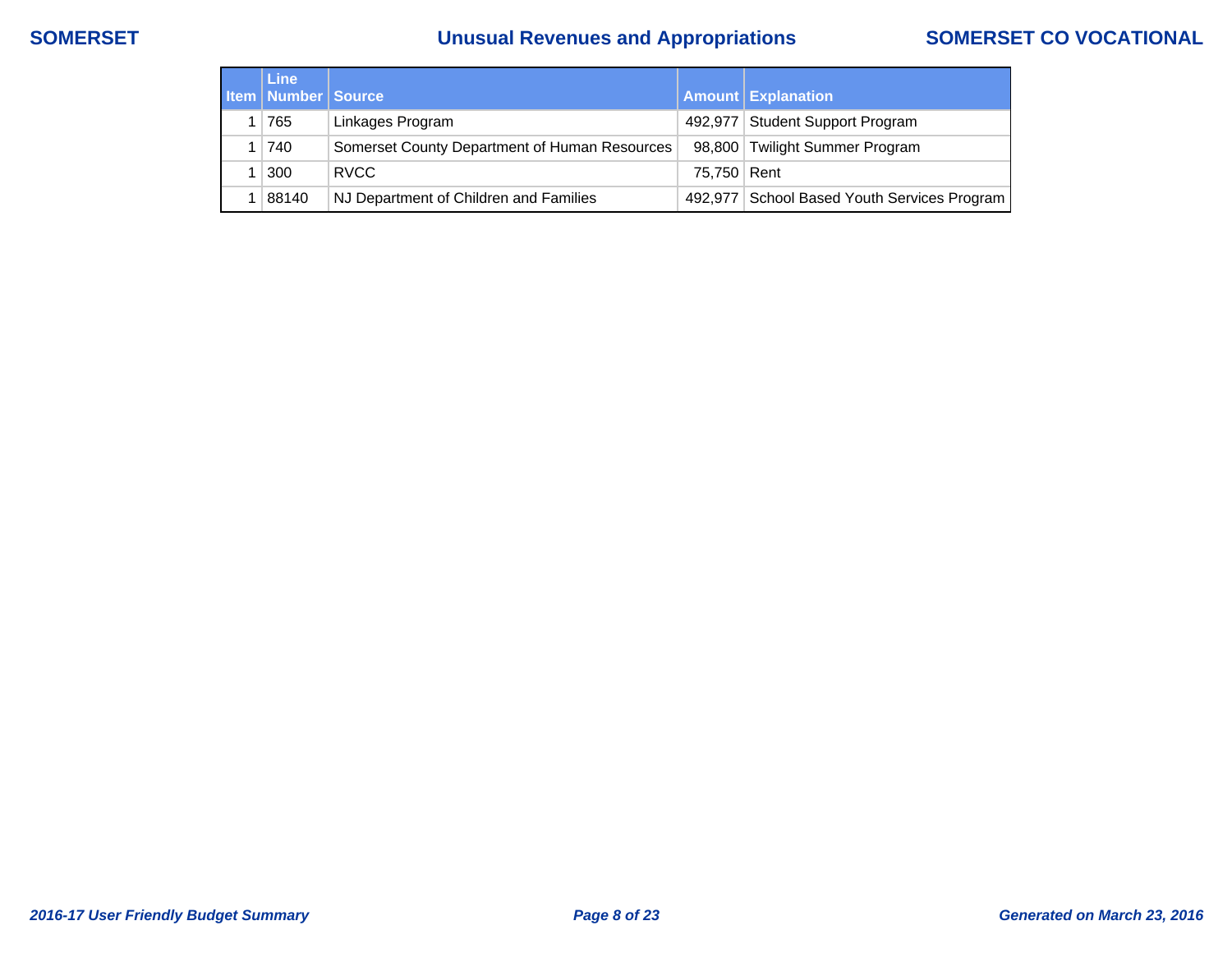# Unusual Revenues and Appropriations

SOMERSET — SOMERSET CO VOCATIONAL

| Item | Line Number | Source | Amount | Explanation |
|---|---|---|---|---|
| 1 | 765 | Linkages Program | 492,977 | Student Support Program |
| 1 | 740 | Somerset County Department of Human Resources | 98,800 | Twilight Summer Program |
| 1 | 300 | RVCC | 75,750 | Rent |
| 1 | 88140 | NJ Department of Children and Families | 492,977 | School Based Youth Services Program |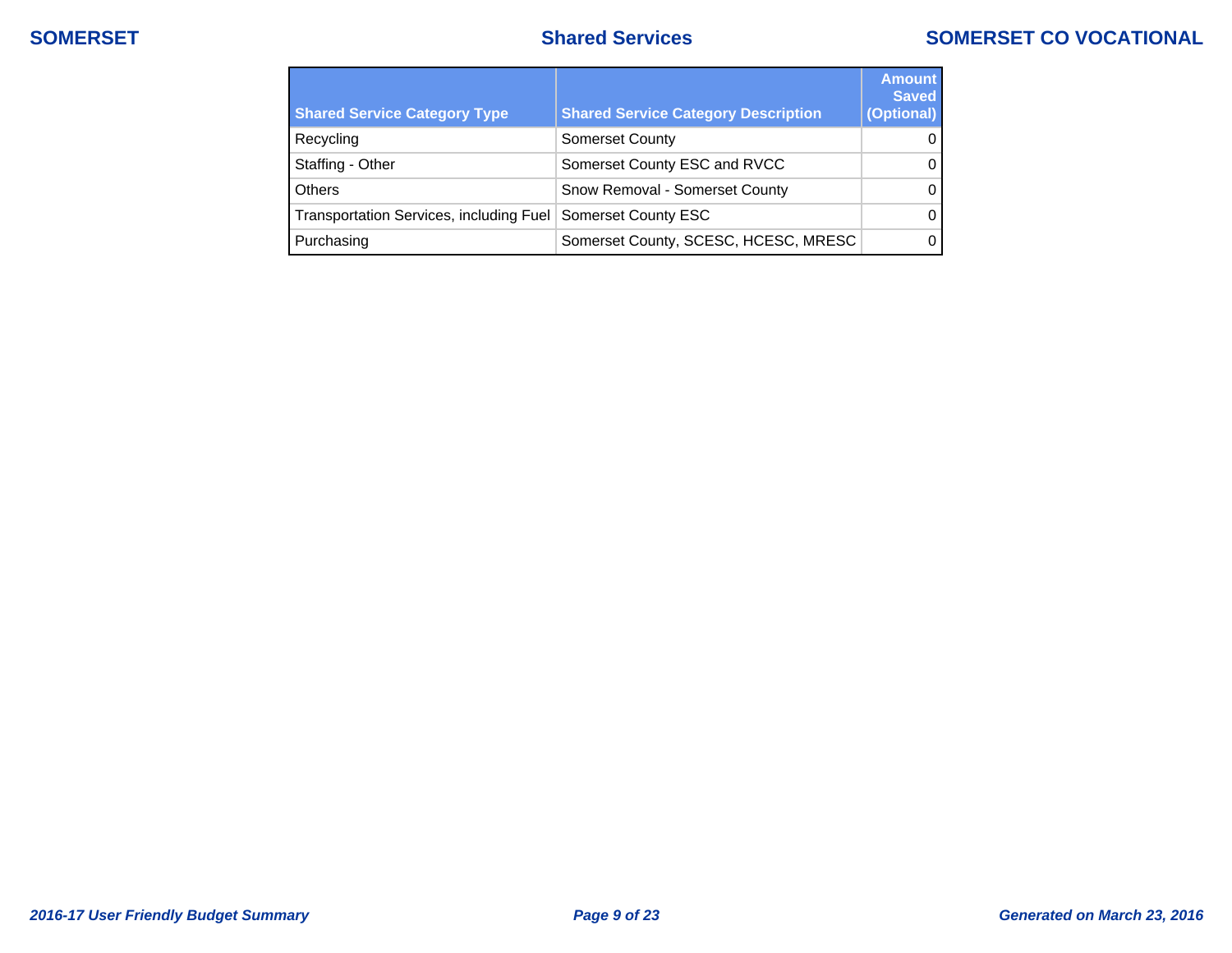## Shared Services

| Shared Service Category Type | Shared Service Category Description | Amount Saved (Optional) |
| --- | --- | --- |
| Recycling | Somerset County | 0 |
| Staffing - Other | Somerset County ESC and RVCC | 0 |
| Others | Snow Removal - Somerset County | 0 |
| Transportation Services, including Fuel | Somerset County ESC | 0 |
| Purchasing | Somerset County, SCESC, HCESC, MRESC | 0 |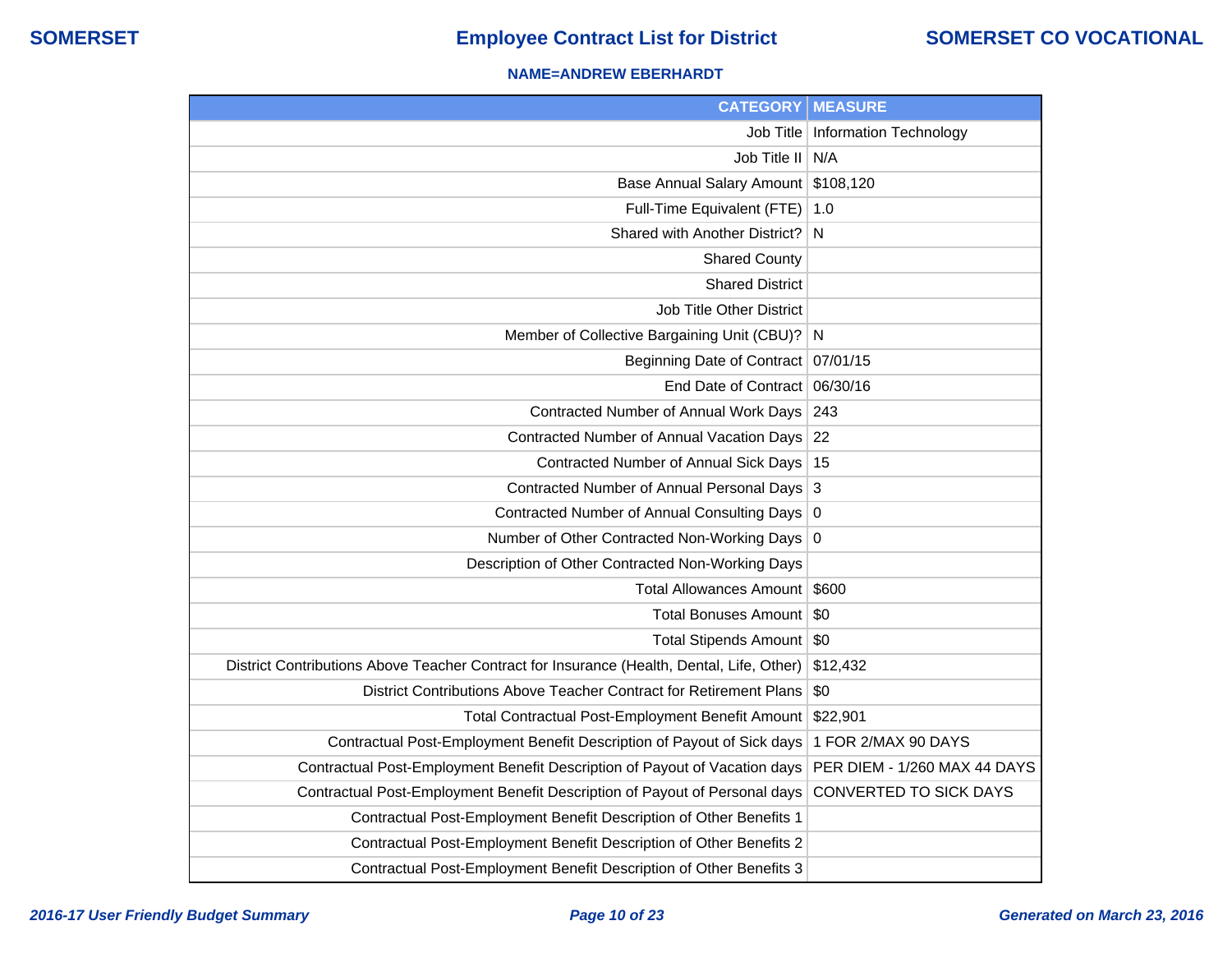**SOMERSET** | **Employee Contract List for District** | **SOMERSET CO VOCATIONAL**

**NAME=ANDREW EBERHARDT**

| CATEGORY | MEASURE |
|---:|---|
| Job Title | Information Technology |
| Job Title II | N/A |
| Base Annual Salary Amount | $108,120 |
| Full-Time Equivalent (FTE) | 1.0 |
| Shared with Another District? | N |
| Shared County | |
| Shared District | |
| Job Title Other District | |
| Member of Collective Bargaining Unit (CBU)? | N |
| Beginning Date of Contract | 07/01/15 |
| End Date of Contract | 06/30/16 |
| Contracted Number of Annual Work Days | 243 |
| Contracted Number of Annual Vacation Days | 22 |
| Contracted Number of Annual Sick Days | 15 |
| Contracted Number of Annual Personal Days | 3 |
| Contracted Number of Annual Consulting Days | 0 |
| Number of Other Contracted Non-Working Days | 0 |
| Description of Other Contracted Non-Working Days | |
| Total Allowances Amount | $600 |
| Total Bonuses Amount | $0 |
| Total Stipends Amount | $0 |
| District Contributions Above Teacher Contract for Insurance (Health, Dental, Life, Other) | $12,432 |
| District Contributions Above Teacher Contract for Retirement Plans | $0 |
| Total Contractual Post-Employment Benefit Amount | $22,901 |
| Contractual Post-Employment Benefit Description of Payout of Sick days | 1 FOR 2/MAX 90 DAYS |
| Contractual Post-Employment Benefit Description of Payout of Vacation days | PER DIEM - 1/260 MAX 44 DAYS |
| Contractual Post-Employment Benefit Description of Payout of Personal days | CONVERTED TO SICK DAYS |
| Contractual Post-Employment Benefit Description of Other Benefits 1 | |
| Contractual Post-Employment Benefit Description of Other Benefits 2 | |
| Contractual Post-Employment Benefit Description of Other Benefits 3 | |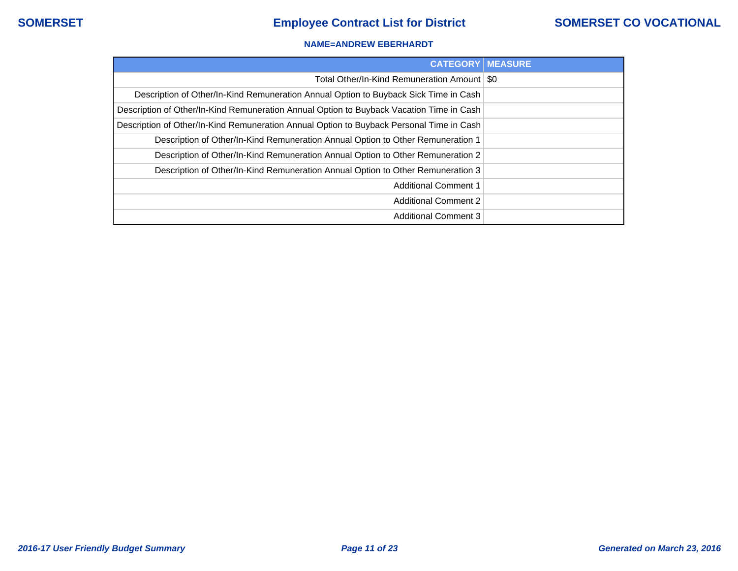**NAME=ANDREW EBERHARDT**

| CATEGORY | MEASURE |
| --- | --- |
| Total Other/In-Kind Remuneration Amount | $0 |
| Description of Other/In-Kind Remuneration Annual Option to Buyback Sick Time in Cash | |
| Description of Other/In-Kind Remuneration Annual Option to Buyback Vacation Time in Cash | |
| Description of Other/In-Kind Remuneration Annual Option to Buyback Personal Time in Cash | |
| Description of Other/In-Kind Remuneration Annual Option to Other Remuneration 1 | |
| Description of Other/In-Kind Remuneration Annual Option to Other Remuneration 2 | |
| Description of Other/In-Kind Remuneration Annual Option to Other Remuneration 3 | |
| Additional Comment 1 | |
| Additional Comment 2 | |
| Additional Comment 3 | |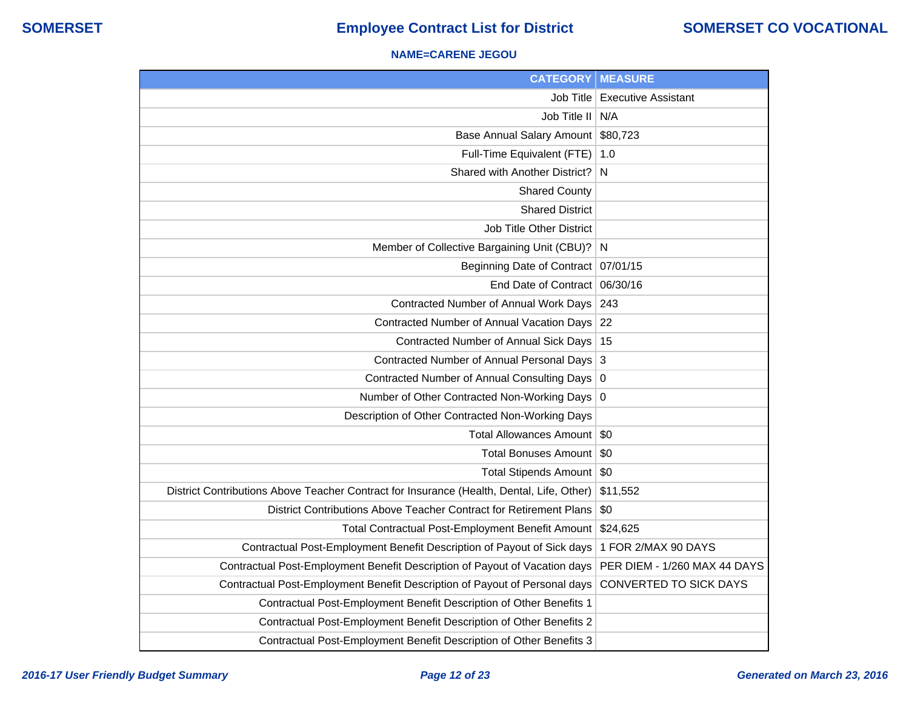SOMERSET

# Employee Contract List for District

SOMERSET CO VOCATIONAL

**NAME=CARENE JEGOU**

| CATEGORY | MEASURE |
|---|---|
| Job Title | Executive Assistant |
| Job Title II | N/A |
| Base Annual Salary Amount | $80,723 |
| Full-Time Equivalent (FTE) | 1.0 |
| Shared with Another District? | N |
| Shared County | |
| Shared District | |
| Job Title Other District | |
| Member of Collective Bargaining Unit (CBU)? | N |
| Beginning Date of Contract | 07/01/15 |
| End Date of Contract | 06/30/16 |
| Contracted Number of Annual Work Days | 243 |
| Contracted Number of Annual Vacation Days | 22 |
| Contracted Number of Annual Sick Days | 15 |
| Contracted Number of Annual Personal Days | 3 |
| Contracted Number of Annual Consulting Days | 0 |
| Number of Other Contracted Non-Working Days | 0 |
| Description of Other Contracted Non-Working Days | |
| Total Allowances Amount | $0 |
| Total Bonuses Amount | $0 |
| Total Stipends Amount | $0 |
| District Contributions Above Teacher Contract for Insurance (Health, Dental, Life, Other) | $11,552 |
| District Contributions Above Teacher Contract for Retirement Plans | $0 |
| Total Contractual Post-Employment Benefit Amount | $24,625 |
| Contractual Post-Employment Benefit Description of Payout of Sick days | 1 FOR 2/MAX 90 DAYS |
| Contractual Post-Employment Benefit Description of Payout of Vacation days | PER DIEM - 1/260 MAX 44 DAYS |
| Contractual Post-Employment Benefit Description of Payout of Personal days | CONVERTED TO SICK DAYS |
| Contractual Post-Employment Benefit Description of Other Benefits 1 | |
| Contractual Post-Employment Benefit Description of Other Benefits 2 | |
| Contractual Post-Employment Benefit Description of Other Benefits 3 | |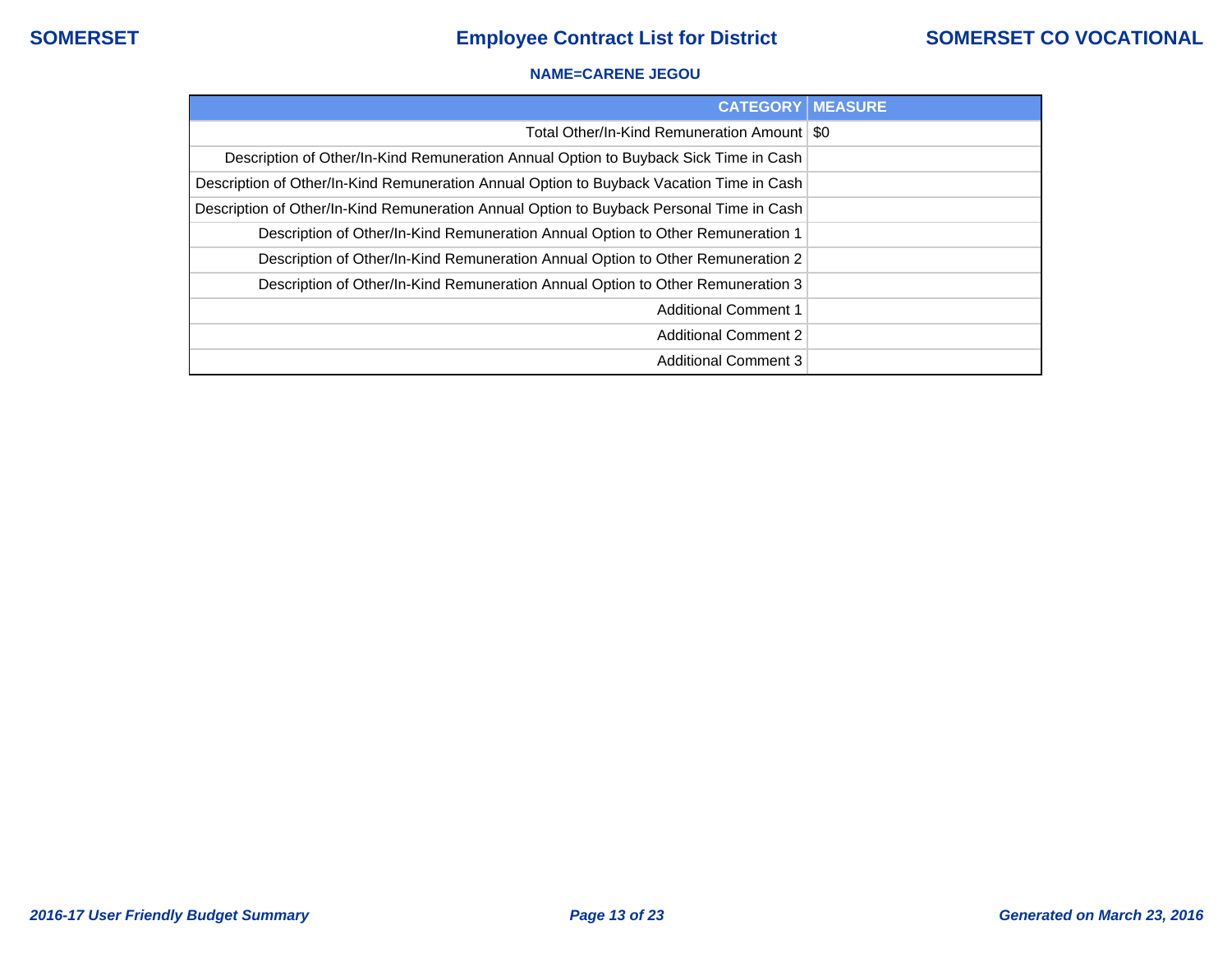**NAME=CARENE JEGOU**

| CATEGORY | MEASURE |
| --- | --- |
| Total Other/In-Kind Remuneration Amount | $0 |
| Description of Other/In-Kind Remuneration Annual Option to Buyback Sick Time in Cash | |
| Description of Other/In-Kind Remuneration Annual Option to Buyback Vacation Time in Cash | |
| Description of Other/In-Kind Remuneration Annual Option to Buyback Personal Time in Cash | |
| Description of Other/In-Kind Remuneration Annual Option to Other Remuneration 1 | |
| Description of Other/In-Kind Remuneration Annual Option to Other Remuneration 2 | |
| Description of Other/In-Kind Remuneration Annual Option to Other Remuneration 3 | |
| Additional Comment 1 | |
| Additional Comment 2 | |
| Additional Comment 3 | |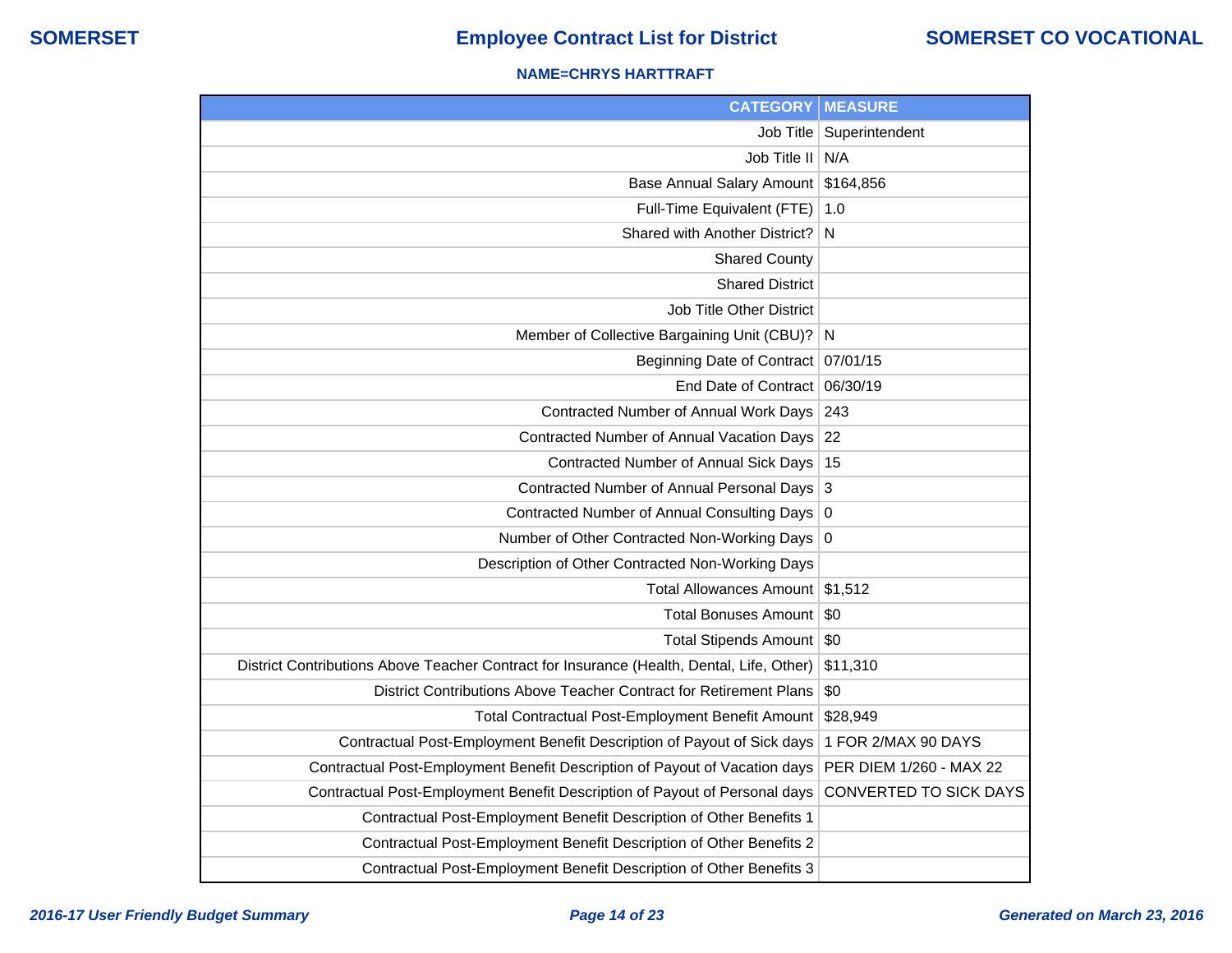**SOMERSET** | **Employee Contract List for District** | **SOMERSET CO VOCATIONAL**

**NAME=CHRYS HARTTRAFT**

| CATEGORY | MEASURE |
|---:|---|
| Job Title | Superintendent |
| Job Title II | N/A |
| Base Annual Salary Amount | $164,856 |
| Full-Time Equivalent (FTE) | 1.0 |
| Shared with Another District? | N |
| Shared County | |
| Shared District | |
| Job Title Other District | |
| Member of Collective Bargaining Unit (CBU)? | N |
| Beginning Date of Contract | 07/01/15 |
| End Date of Contract | 06/30/19 |
| Contracted Number of Annual Work Days | 243 |
| Contracted Number of Annual Vacation Days | 22 |
| Contracted Number of Annual Sick Days | 15 |
| Contracted Number of Annual Personal Days | 3 |
| Contracted Number of Annual Consulting Days | 0 |
| Number of Other Contracted Non-Working Days | 0 |
| Description of Other Contracted Non-Working Days | |
| Total Allowances Amount | $1,512 |
| Total Bonuses Amount | $0 |
| Total Stipends Amount | $0 |
| District Contributions Above Teacher Contract for Insurance (Health, Dental, Life, Other) | $11,310 |
| District Contributions Above Teacher Contract for Retirement Plans | $0 |
| Total Contractual Post-Employment Benefit Amount | $28,949 |
| Contractual Post-Employment Benefit Description of Payout of Sick days | 1 FOR 2/MAX 90 DAYS |
| Contractual Post-Employment Benefit Description of Payout of Vacation days | PER DIEM 1/260 - MAX 22 |
| Contractual Post-Employment Benefit Description of Payout of Personal days | CONVERTED TO SICK DAYS |
| Contractual Post-Employment Benefit Description of Other Benefits 1 | |
| Contractual Post-Employment Benefit Description of Other Benefits 2 | |
| Contractual Post-Employment Benefit Description of Other Benefits 3 | |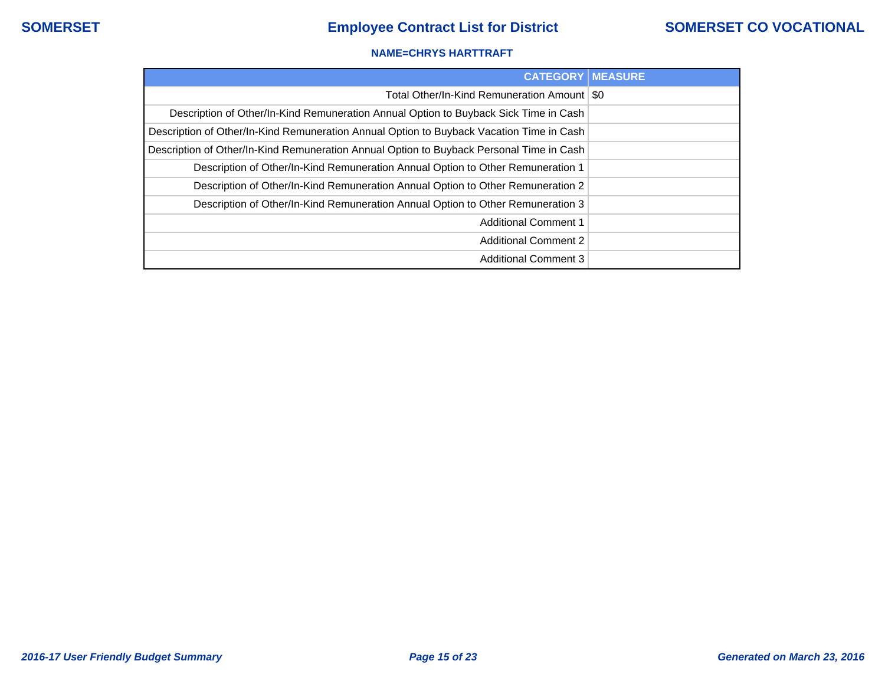**NAME=CHRYS HARTTRAFT**

| CATEGORY | MEASURE |
|---|---|
| Total Other/In-Kind Remuneration Amount | $0 |
| Description of Other/In-Kind Remuneration Annual Option to Buyback Sick Time in Cash | |
| Description of Other/In-Kind Remuneration Annual Option to Buyback Vacation Time in Cash | |
| Description of Other/In-Kind Remuneration Annual Option to Buyback Personal Time in Cash | |
| Description of Other/In-Kind Remuneration Annual Option to Other Remuneration 1 | |
| Description of Other/In-Kind Remuneration Annual Option to Other Remuneration 2 | |
| Description of Other/In-Kind Remuneration Annual Option to Other Remuneration 3 | |
| Additional Comment 1 | |
| Additional Comment 2 | |
| Additional Comment 3 | |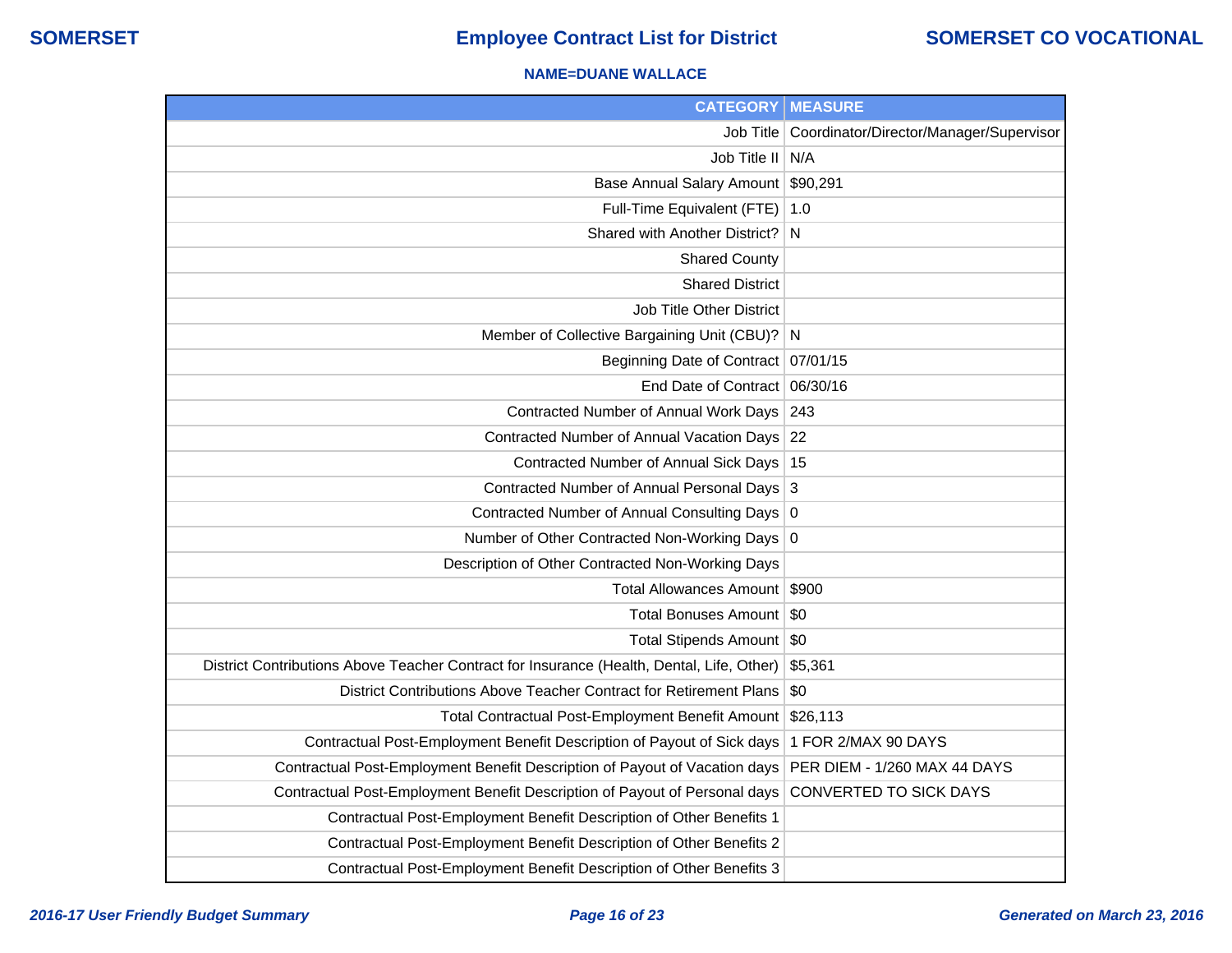**SOMERSET** | **Employee Contract List for District** | **SOMERSET CO VOCATIONAL**

**NAME=DUANE WALLACE**

| CATEGORY | MEASURE |
|---|---|
| Job Title | Coordinator/Director/Manager/Supervisor |
| Job Title II | N/A |
| Base Annual Salary Amount | $90,291 |
| Full-Time Equivalent (FTE) | 1.0 |
| Shared with Another District? | N |
| Shared County | |
| Shared District | |
| Job Title Other District | |
| Member of Collective Bargaining Unit (CBU)? | N |
| Beginning Date of Contract | 07/01/15 |
| End Date of Contract | 06/30/16 |
| Contracted Number of Annual Work Days | 243 |
| Contracted Number of Annual Vacation Days | 22 |
| Contracted Number of Annual Sick Days | 15 |
| Contracted Number of Annual Personal Days | 3 |
| Contracted Number of Annual Consulting Days | 0 |
| Number of Other Contracted Non-Working Days | 0 |
| Description of Other Contracted Non-Working Days | |
| Total Allowances Amount | $900 |
| Total Bonuses Amount | $0 |
| Total Stipends Amount | $0 |
| District Contributions Above Teacher Contract for Insurance (Health, Dental, Life, Other) | $5,361 |
| District Contributions Above Teacher Contract for Retirement Plans | $0 |
| Total Contractual Post-Employment Benefit Amount | $26,113 |
| Contractual Post-Employment Benefit Description of Payout of Sick days | 1 FOR 2/MAX 90 DAYS |
| Contractual Post-Employment Benefit Description of Payout of Vacation days | PER DIEM - 1/260 MAX 44 DAYS |
| Contractual Post-Employment Benefit Description of Payout of Personal days | CONVERTED TO SICK DAYS |
| Contractual Post-Employment Benefit Description of Other Benefits 1 | |
| Contractual Post-Employment Benefit Description of Other Benefits 2 | |
| Contractual Post-Employment Benefit Description of Other Benefits 3 | |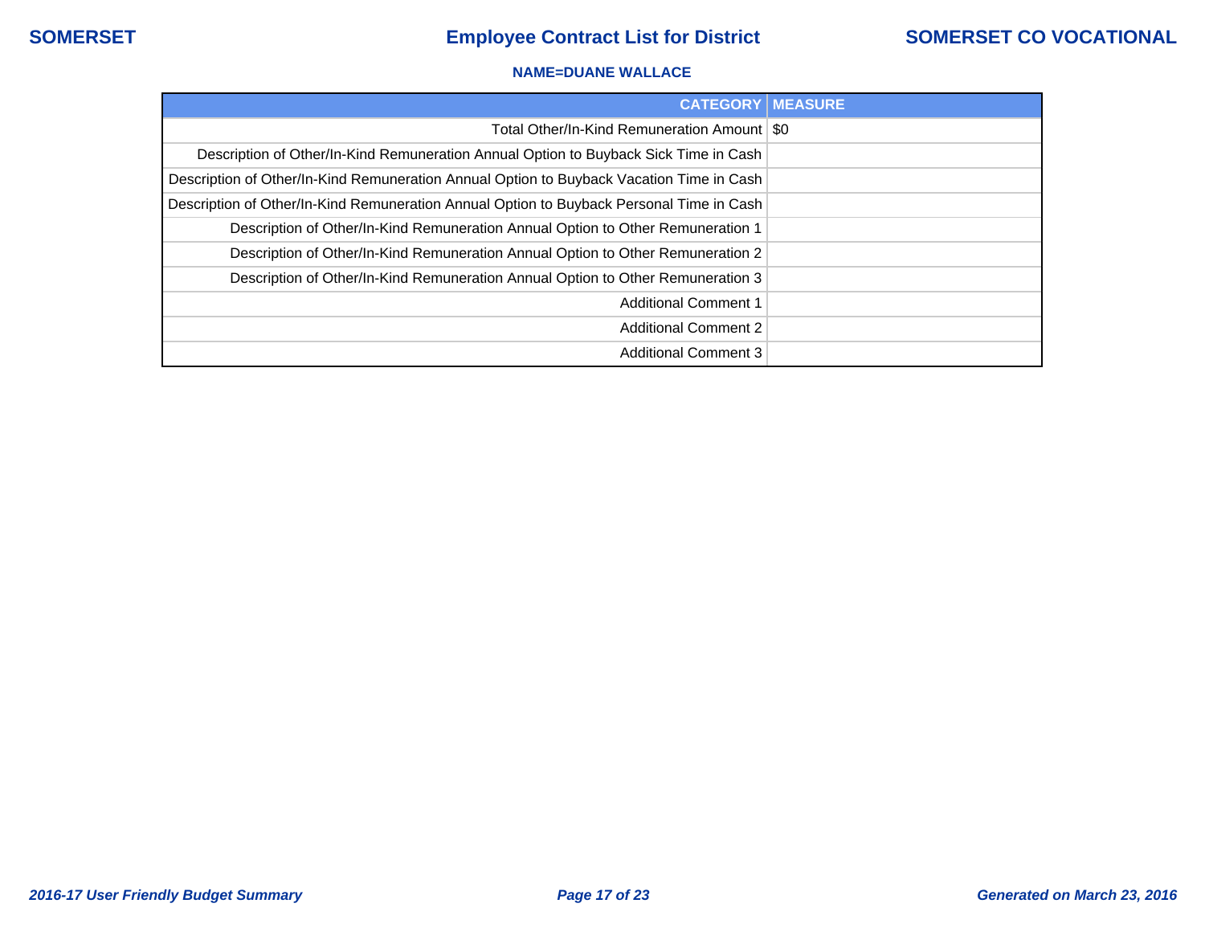**SOMERSET** | **Employee Contract List for District** | **SOMERSET CO VOCATIONAL**

**NAME=DUANE WALLACE**

| CATEGORY | MEASURE |
|---|---|
| Total Other/In-Kind Remuneration Amount | $0 |
| Description of Other/In-Kind Remuneration Annual Option to Buyback Sick Time in Cash | |
| Description of Other/In-Kind Remuneration Annual Option to Buyback Vacation Time in Cash | |
| Description of Other/In-Kind Remuneration Annual Option to Buyback Personal Time in Cash | |
| Description of Other/In-Kind Remuneration Annual Option to Other Remuneration 1 | |
| Description of Other/In-Kind Remuneration Annual Option to Other Remuneration 2 | |
| Description of Other/In-Kind Remuneration Annual Option to Other Remuneration 3 | |
| Additional Comment 1 | |
| Additional Comment 2 | |
| Additional Comment 3 | |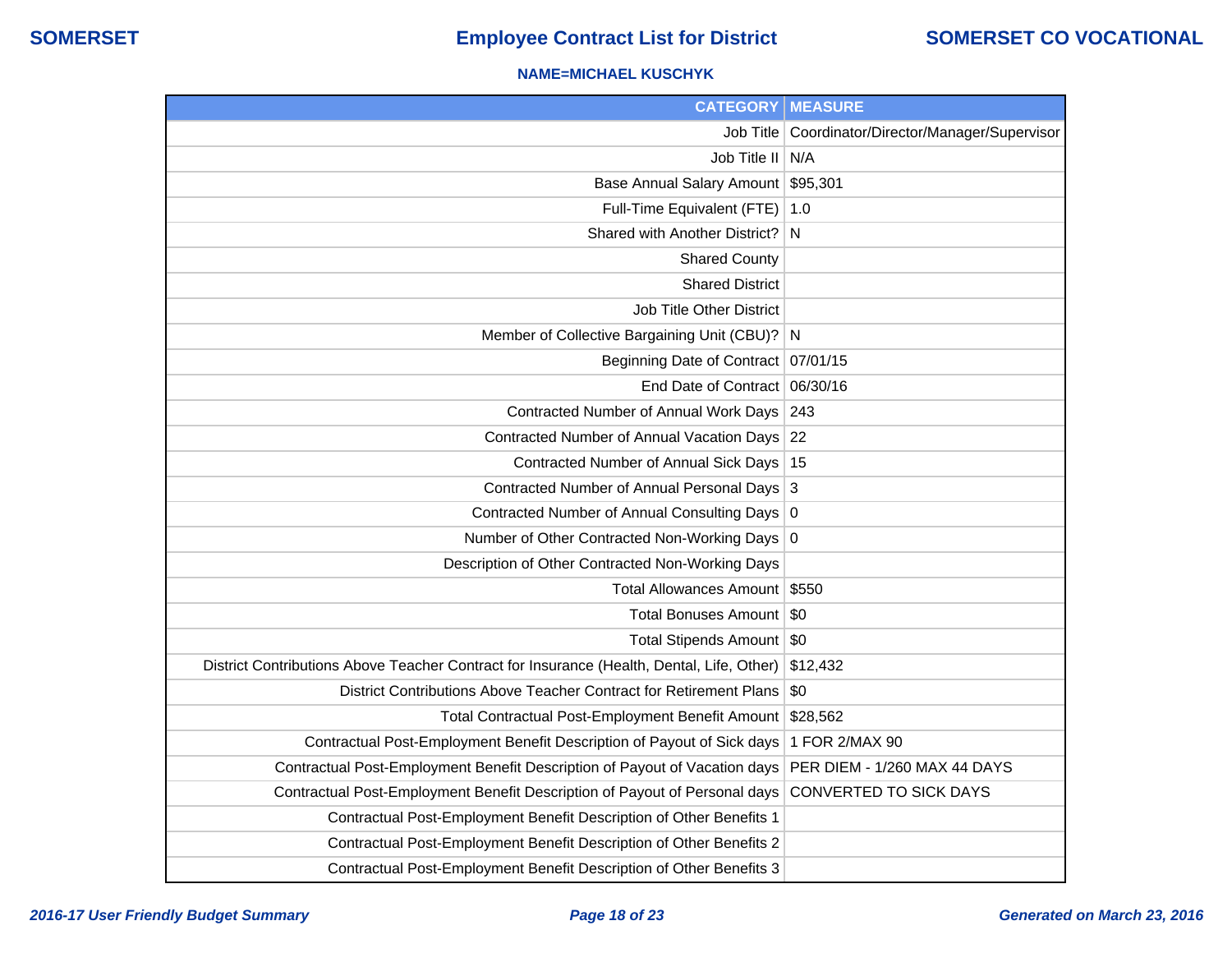**SOMERSET** | **Employee Contract List for District** | **SOMERSET CO VOCATIONAL**

**NAME=MICHAEL KUSCHYK**

| CATEGORY | MEASURE |
|---|---|
| Job Title | Coordinator/Director/Manager/Supervisor |
| Job Title II | N/A |
| Base Annual Salary Amount | $95,301 |
| Full-Time Equivalent (FTE) | 1.0 |
| Shared with Another District? | N |
| Shared County | |
| Shared District | |
| Job Title Other District | |
| Member of Collective Bargaining Unit (CBU)? | N |
| Beginning Date of Contract | 07/01/15 |
| End Date of Contract | 06/30/16 |
| Contracted Number of Annual Work Days | 243 |
| Contracted Number of Annual Vacation Days | 22 |
| Contracted Number of Annual Sick Days | 15 |
| Contracted Number of Annual Personal Days | 3 |
| Contracted Number of Annual Consulting Days | 0 |
| Number of Other Contracted Non-Working Days | 0 |
| Description of Other Contracted Non-Working Days | |
| Total Allowances Amount | $550 |
| Total Bonuses Amount | $0 |
| Total Stipends Amount | $0 |
| District Contributions Above Teacher Contract for Insurance (Health, Dental, Life, Other) | $12,432 |
| District Contributions Above Teacher Contract for Retirement Plans | $0 |
| Total Contractual Post-Employment Benefit Amount | $28,562 |
| Contractual Post-Employment Benefit Description of Payout of Sick days | 1 FOR 2/MAX 90 |
| Contractual Post-Employment Benefit Description of Payout of Vacation days | PER DIEM - 1/260 MAX 44 DAYS |
| Contractual Post-Employment Benefit Description of Payout of Personal days | CONVERTED TO SICK DAYS |
| Contractual Post-Employment Benefit Description of Other Benefits 1 | |
| Contractual Post-Employment Benefit Description of Other Benefits 2 | |
| Contractual Post-Employment Benefit Description of Other Benefits 3 | |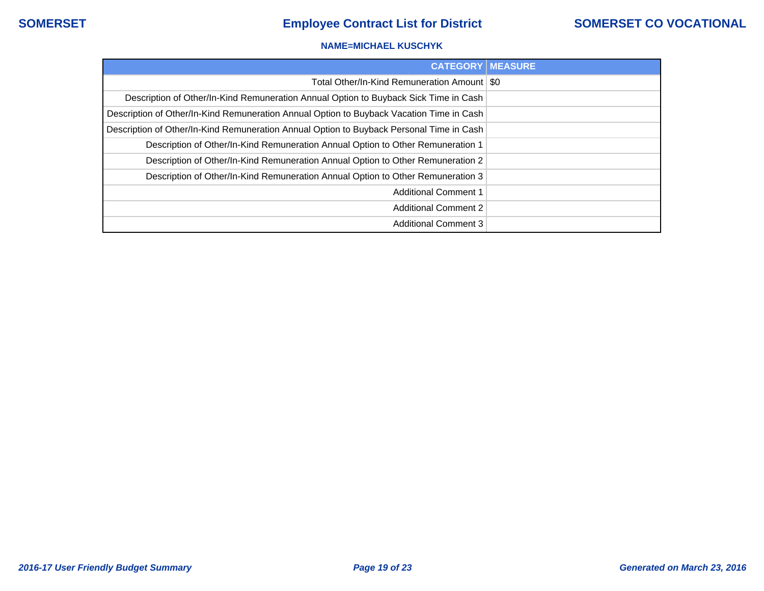**NAME=MICHAEL KUSCHYK**

| CATEGORY | MEASURE |
|---|---|
| Total Other/In-Kind Remuneration Amount | $0 |
| Description of Other/In-Kind Remuneration Annual Option to Buyback Sick Time in Cash | |
| Description of Other/In-Kind Remuneration Annual Option to Buyback Vacation Time in Cash | |
| Description of Other/In-Kind Remuneration Annual Option to Buyback Personal Time in Cash | |
| Description of Other/In-Kind Remuneration Annual Option to Other Remuneration 1 | |
| Description of Other/In-Kind Remuneration Annual Option to Other Remuneration 2 | |
| Description of Other/In-Kind Remuneration Annual Option to Other Remuneration 3 | |
| Additional Comment 1 | |
| Additional Comment 2 | |
| Additional Comment 3 | |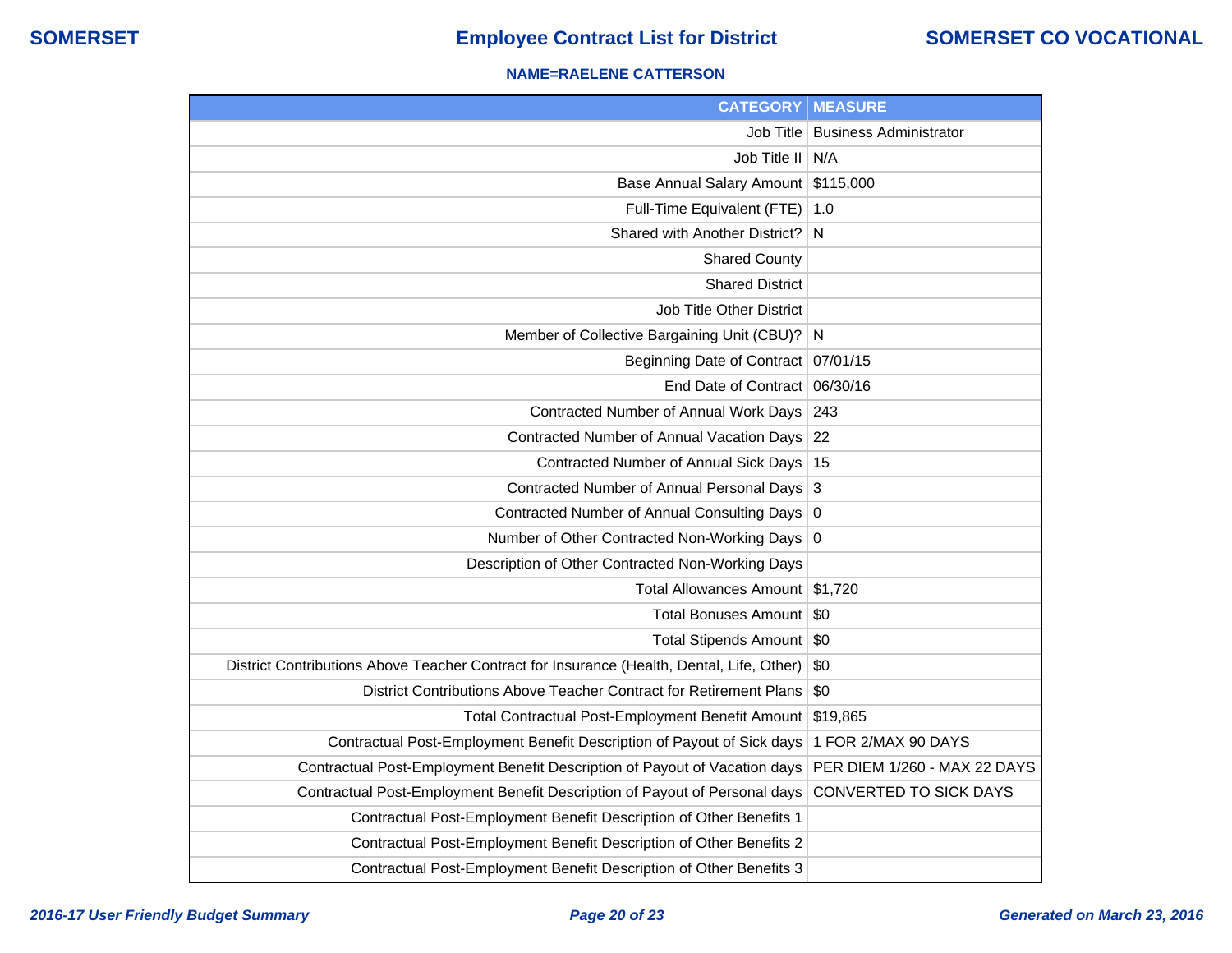**SOMERSET** | **Employee Contract List for District** | **SOMERSET CO VOCATIONAL**

**NAME=RAELENE CATTERSON**

| CATEGORY | MEASURE |
|---|---|
| Job Title | Business Administrator |
| Job Title II | N/A |
| Base Annual Salary Amount | $115,000 |
| Full-Time Equivalent (FTE) | 1.0 |
| Shared with Another District? | N |
| Shared County | |
| Shared District | |
| Job Title Other District | |
| Member of Collective Bargaining Unit (CBU)? | N |
| Beginning Date of Contract | 07/01/15 |
| End Date of Contract | 06/30/16 |
| Contracted Number of Annual Work Days | 243 |
| Contracted Number of Annual Vacation Days | 22 |
| Contracted Number of Annual Sick Days | 15 |
| Contracted Number of Annual Personal Days | 3 |
| Contracted Number of Annual Consulting Days | 0 |
| Number of Other Contracted Non-Working Days | 0 |
| Description of Other Contracted Non-Working Days | |
| Total Allowances Amount | $1,720 |
| Total Bonuses Amount | $0 |
| Total Stipends Amount | $0 |
| District Contributions Above Teacher Contract for Insurance (Health, Dental, Life, Other) | $0 |
| District Contributions Above Teacher Contract for Retirement Plans | $0 |
| Total Contractual Post-Employment Benefit Amount | $19,865 |
| Contractual Post-Employment Benefit Description of Payout of Sick days | 1 FOR 2/MAX 90 DAYS |
| Contractual Post-Employment Benefit Description of Payout of Vacation days | PER DIEM 1/260 - MAX 22 DAYS |
| Contractual Post-Employment Benefit Description of Payout of Personal days | CONVERTED TO SICK DAYS |
| Contractual Post-Employment Benefit Description of Other Benefits 1 | |
| Contractual Post-Employment Benefit Description of Other Benefits 2 | |
| Contractual Post-Employment Benefit Description of Other Benefits 3 | |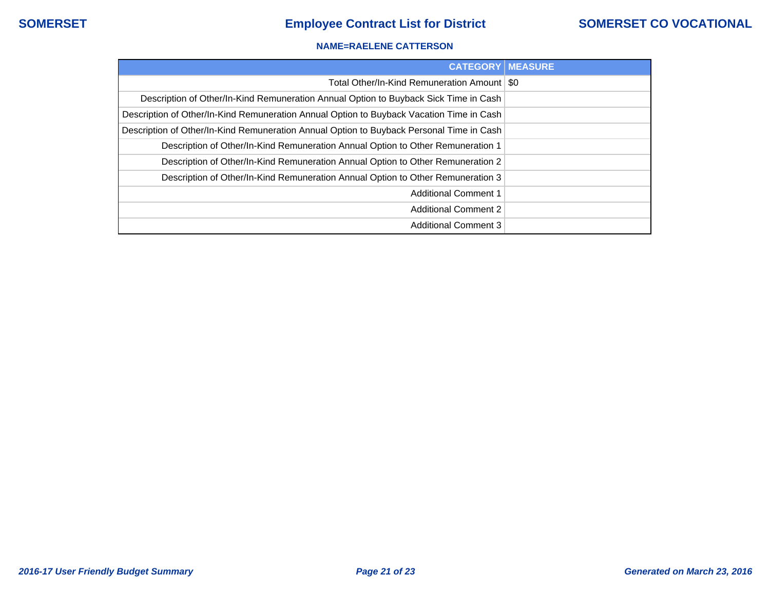**NAME=RAELENE CATTERSON**

| CATEGORY | MEASURE |
|---|---|
| Total Other/In-Kind Remuneration Amount | $0 |
| Description of Other/In-Kind Remuneration Annual Option to Buyback Sick Time in Cash | |
| Description of Other/In-Kind Remuneration Annual Option to Buyback Vacation Time in Cash | |
| Description of Other/In-Kind Remuneration Annual Option to Buyback Personal Time in Cash | |
| Description of Other/In-Kind Remuneration Annual Option to Other Remuneration 1 | |
| Description of Other/In-Kind Remuneration Annual Option to Other Remuneration 2 | |
| Description of Other/In-Kind Remuneration Annual Option to Other Remuneration 3 | |
| Additional Comment 1 | |
| Additional Comment 2 | |
| Additional Comment 3 | |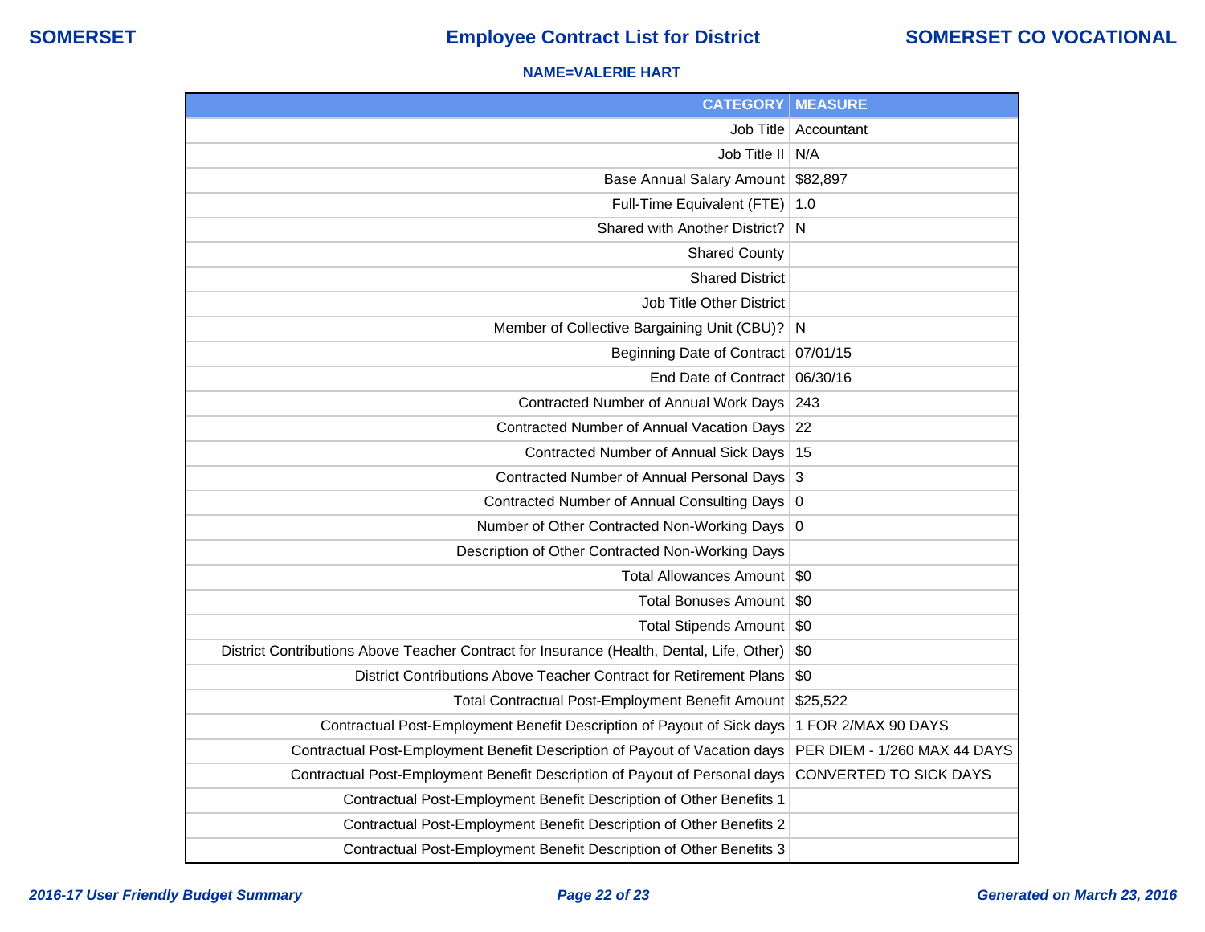**NAME=VALERIE HART**

| CATEGORY | MEASURE |
|---|---|
| Job Title | Accountant |
| Job Title II | N/A |
| Base Annual Salary Amount | $82,897 |
| Full-Time Equivalent (FTE) | 1.0 |
| Shared with Another District? | N |
| Shared County | |
| Shared District | |
| Job Title Other District | |
| Member of Collective Bargaining Unit (CBU)? | N |
| Beginning Date of Contract | 07/01/15 |
| End Date of Contract | 06/30/16 |
| Contracted Number of Annual Work Days | 243 |
| Contracted Number of Annual Vacation Days | 22 |
| Contracted Number of Annual Sick Days | 15 |
| Contracted Number of Annual Personal Days | 3 |
| Contracted Number of Annual Consulting Days | 0 |
| Number of Other Contracted Non-Working Days | 0 |
| Description of Other Contracted Non-Working Days | |
| Total Allowances Amount | $0 |
| Total Bonuses Amount | $0 |
| Total Stipends Amount | $0 |
| District Contributions Above Teacher Contract for Insurance (Health, Dental, Life, Other) | $0 |
| District Contributions Above Teacher Contract for Retirement Plans | $0 |
| Total Contractual Post-Employment Benefit Amount | $25,522 |
| Contractual Post-Employment Benefit Description of Payout of Sick days | 1 FOR 2/MAX 90 DAYS |
| Contractual Post-Employment Benefit Description of Payout of Vacation days | PER DIEM - 1/260 MAX 44 DAYS |
| Contractual Post-Employment Benefit Description of Payout of Personal days | CONVERTED TO SICK DAYS |
| Contractual Post-Employment Benefit Description of Other Benefits 1 | |
| Contractual Post-Employment Benefit Description of Other Benefits 2 | |
| Contractual Post-Employment Benefit Description of Other Benefits 3 | |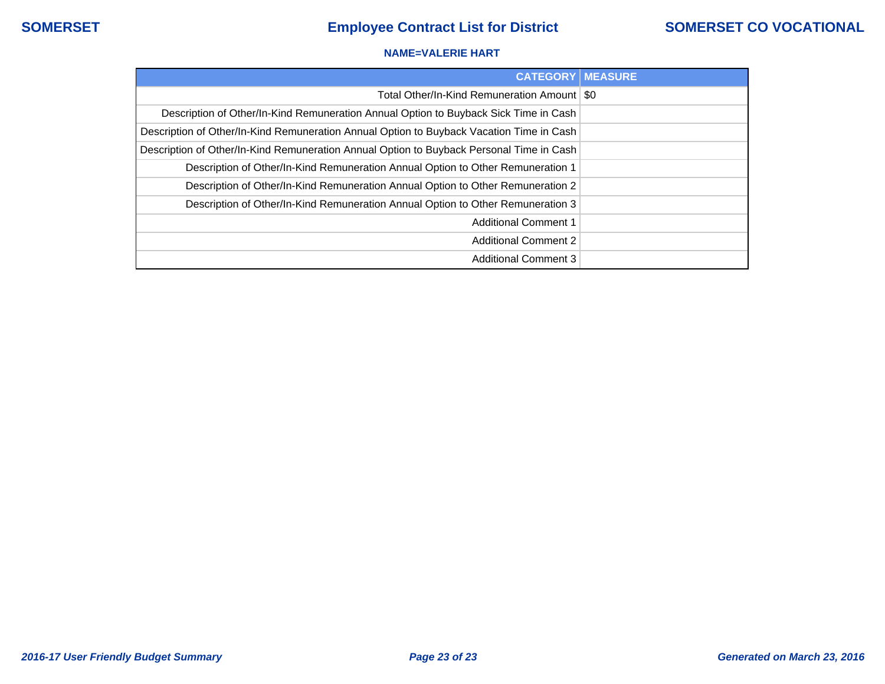**NAME=VALERIE HART**

| CATEGORY | MEASURE |
|---|---|
| Total Other/In-Kind Remuneration Amount | $0 |
| Description of Other/In-Kind Remuneration Annual Option to Buyback Sick Time in Cash | |
| Description of Other/In-Kind Remuneration Annual Option to Buyback Vacation Time in Cash | |
| Description of Other/In-Kind Remuneration Annual Option to Buyback Personal Time in Cash | |
| Description of Other/In-Kind Remuneration Annual Option to Other Remuneration 1 | |
| Description of Other/In-Kind Remuneration Annual Option to Other Remuneration 2 | |
| Description of Other/In-Kind Remuneration Annual Option to Other Remuneration 3 | |
| Additional Comment 1 | |
| Additional Comment 2 | |
| Additional Comment 3 | |